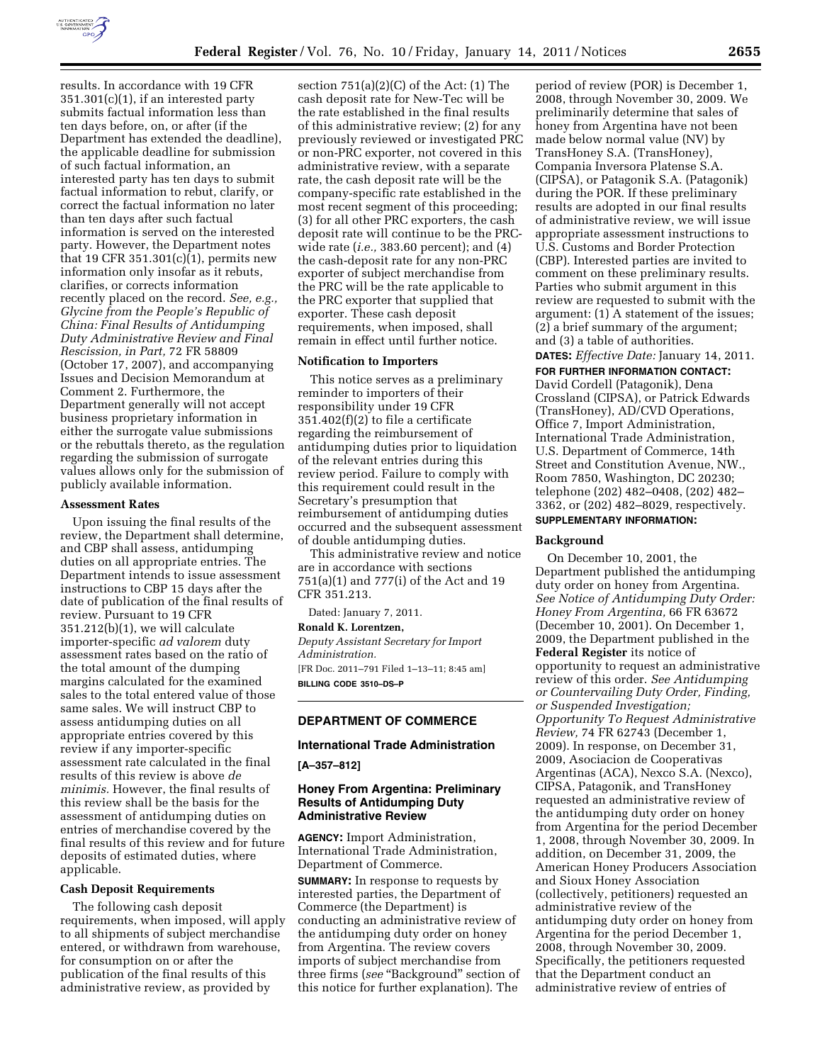results. In accordance with 19 CFR 351.301(c)(1), if an interested party submits factual information less than ten days before, on, or after (if the Department has extended the deadline), the applicable deadline for submission of such factual information, an interested party has ten days to submit factual information to rebut, clarify, or correct the factual information no later than ten days after such factual information is served on the interested party. However, the Department notes that 19 CFR 351.301(c)(1), permits new information only insofar as it rebuts, clarifies, or corrects information recently placed on the record. *See, e.g., Glycine from the People's Republic of China: Final Results of Antidumping Duty Administrative Review and Final Rescission, in Part,* 72 FR 58809 (October 17, 2007), and accompanying Issues and Decision Memorandum at Comment 2. Furthermore, the Department generally will not accept business proprietary information in either the surrogate value submissions or the rebuttals thereto, as the regulation regarding the submission of surrogate values allows only for the submission of publicly available information.

## Assessment Rates

Upon issuing the final results of the review, the Department shall determine, and CBP shall assess, antidumping duties on all appropriate entries. The Department intends to issue assessment instructions to CBP 15 days after the date of publication of the final results of review. Pursuant to 19 CFR 351.212(b)(1), we will calculate importer-specific *ad valorem* duty assessment rates based on the ratio of the total amount of the dumping margins calculated for the examined sales to the total entered value of those same sales. We will instruct CBP to assess antidumping duties on all appropriate entries covered by this review if any importer-specific assessment rate calculated in the final results of this review is above *de minimis.* However, the final results of this review shall be the basis for the assessment of antidumping duties on entries of merchandise covered by the final results of this review and for future deposits of estimated duties, where applicable.

## Cash Deposit Requirements

The following cash deposit requirements, when imposed, will apply to all shipments of subject merchandise entered, or withdrawn from warehouse, for consumption on or after the publication of the final results of this administrative review, as provided by section 751(a)(2)(C) of the Act: (1) The cash deposit rate for New-Tec will be the rate established in the final results of this administrative review; (2) for any previously reviewed or investigated PRC or non-PRC exporter, not covered in this administrative review, with a separate rate, the cash deposit rate will be the company-specific rate established in the most recent segment of this proceeding; (3) for all other PRC exporters, the cash deposit rate will continue to be the PRC-wide rate (*i.e.,* 383.60 percent); and (4) the cash-deposit rate for any non-PRC exporter of subject merchandise from the PRC will be the rate applicable to the PRC exporter that supplied that exporter. These cash deposit requirements, when imposed, shall remain in effect until further notice.

## Notification to Importers

This notice serves as a preliminary reminder to importers of their responsibility under 19 CFR 351.402(f)(2) to file a certificate regarding the reimbursement of antidumping duties prior to liquidation of the relevant entries during this review period. Failure to comply with this requirement could result in the Secretary's presumption that reimbursement of antidumping duties occurred and the subsequent assessment of double antidumping duties.

This administrative review and notice are in accordance with sections 751(a)(1) and 777(i) of the Act and 19 CFR 351.213.

Dated: January 7, 2011.

**Ronald K. Lorentzen,**

*Deputy Assistant Secretary for Import Administration.*

[FR Doc. 2011–791 Filed 1–13–11; 8:45 am]

**BILLING CODE 3510–DS–P**

# DEPARTMENT OF COMMERCE

## International Trade Administration

**[A–357–812]**

## Honey From Argentina: Preliminary Results of Antidumping Duty Administrative Review

**AGENCY:** Import Administration, International Trade Administration, Department of Commerce.

**SUMMARY:** In response to requests by interested parties, the Department of Commerce (the Department) is conducting an administrative review of the antidumping duty order on honey from Argentina. The review covers imports of subject merchandise from three firms (*see* "Background" section of this notice for further explanation). The period of review (POR) is December 1, 2008, through November 30, 2009. We preliminarily determine that sales of honey from Argentina have not been made below normal value (NV) by TransHoney S.A. (TransHoney), Compania Inversora Platense S.A. (CIPSA), or Patagonik S.A. (Patagonik) during the POR. If these preliminary results are adopted in our final results of administrative review, we will issue appropriate assessment instructions to U.S. Customs and Border Protection (CBP). Interested parties are invited to comment on these preliminary results. Parties who submit argument in this review are requested to submit with the argument: (1) A statement of the issues; (2) a brief summary of the argument; and (3) a table of authorities.

**DATES:** *Effective Date:* January 14, 2011.

**FOR FURTHER INFORMATION CONTACT:** David Cordell (Patagonik), Dena Crossland (CIPSA), or Patrick Edwards (TransHoney), AD/CVD Operations, Office 7, Import Administration, International Trade Administration, U.S. Department of Commerce, 14th Street and Constitution Avenue, NW., Room 7850, Washington, DC 20230; telephone (202) 482–0408, (202) 482–3362, or (202) 482–8029, respectively.

**SUPPLEMENTARY INFORMATION:**

## Background

On December 10, 2001, the Department published the antidumping duty order on honey from Argentina. *See Notice of Antidumping Duty Order: Honey From Argentina,* 66 FR 63672 (December 10, 2001). On December 1, 2009, the Department published in the **Federal Register** its notice of opportunity to request an administrative review of this order. *See Antidumping or Countervailing Duty Order, Finding, or Suspended Investigation; Opportunity To Request Administrative Review,* 74 FR 62743 (December 1, 2009). In response, on December 31, 2009, Asociacion de Cooperativas Argentinas (ACA), Nexco S.A. (Nexco), CIPSA, Patagonik, and TransHoney requested an administrative review of the antidumping duty order on honey from Argentina for the period December 1, 2008, through November 30, 2009. In addition, on December 31, 2009, the American Honey Producers Association and Sioux Honey Association (collectively, petitioners) requested an administrative review of the antidumping duty order on honey from Argentina for the period December 1, 2008, through November 30, 2009. Specifically, the petitioners requested that the Department conduct an administrative review of entries of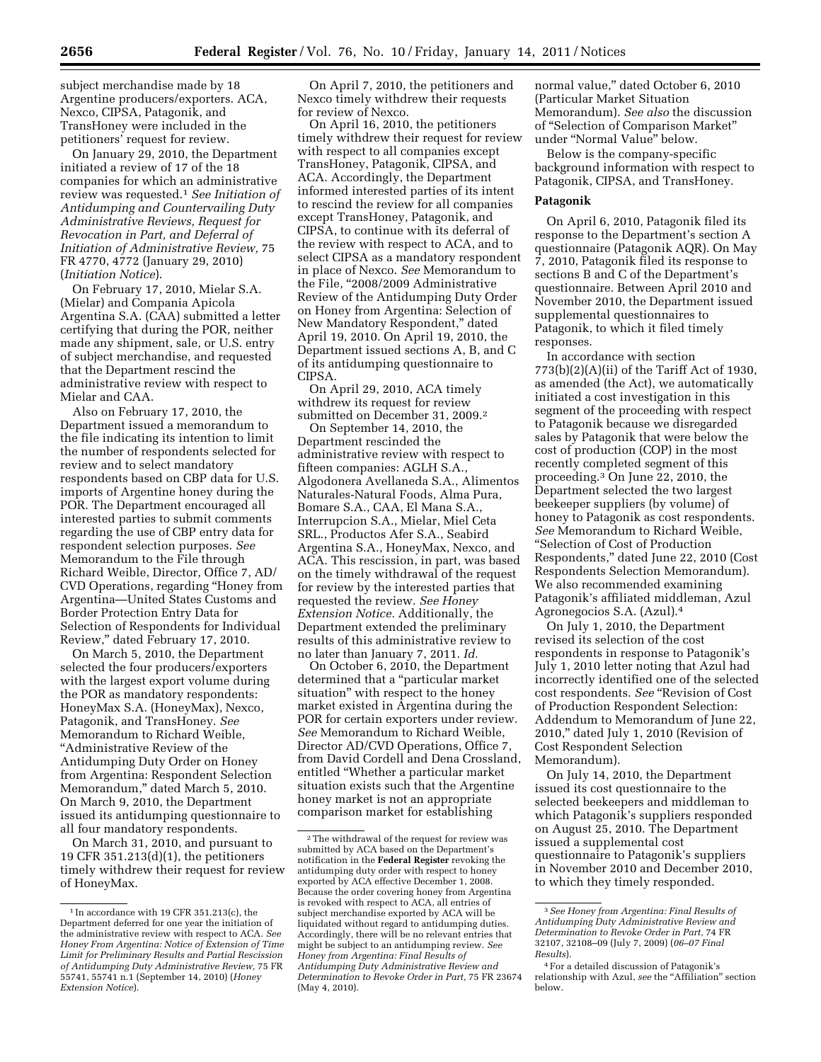subject merchandise made by 18 Argentine producers/exporters. ACA, Nexco, CIPSA, Patagonik, and TransHoney were included in the petitioners' request for review.

On January 29, 2010, the Department initiated a review of 17 of the 18 companies for which an administrative review was requested.[1] *See Initiation of Antidumping and Countervailing Duty Administrative Reviews, Request for Revocation in Part, and Deferral of Initiation of Administrative Review,* 75 FR 4770, 4772 (January 29, 2010) (*Initiation Notice*).

On February 17, 2010, Mielar S.A. (Mielar) and Compania Apicola Argentina S.A. (CAA) submitted a letter certifying that during the POR, neither made any shipment, sale, or U.S. entry of subject merchandise, and requested that the Department rescind the administrative review with respect to Mielar and CAA.

Also on February 17, 2010, the Department issued a memorandum to the file indicating its intention to limit the number of respondents selected for review and to select mandatory respondents based on CBP data for U.S. imports of Argentine honey during the POR. The Department encouraged all interested parties to submit comments regarding the use of CBP entry data for respondent selection purposes. *See* Memorandum to the File through Richard Weible, Director, Office 7, AD/CVD Operations, regarding "Honey from Argentina—United States Customs and Border Protection Entry Data for Selection of Respondents for Individual Review," dated February 17, 2010.

On March 5, 2010, the Department selected the four producers/exporters with the largest export volume during the POR as mandatory respondents: HoneyMax S.A. (HoneyMax), Nexco, Patagonik, and TransHoney. *See* Memorandum to Richard Weible, "Administrative Review of the Antidumping Duty Order on Honey from Argentina: Respondent Selection Memorandum," dated March 5, 2010. On March 9, 2010, the Department issued its antidumping questionnaire to all four mandatory respondents.

On March 31, 2010, and pursuant to 19 CFR 351.213(d)(1), the petitioners timely withdrew their request for review of HoneyMax.

On April 7, 2010, the petitioners and Nexco timely withdrew their requests for review of Nexco.

On April 16, 2010, the petitioners timely withdrew their request for review with respect to all companies except TransHoney, Patagonik, CIPSA, and ACA. Accordingly, the Department informed interested parties of its intent to rescind the review for all companies except TransHoney, Patagonik, and CIPSA, to continue with its deferral of the review with respect to ACA, and to select CIPSA as a mandatory respondent in place of Nexco. *See* Memorandum to the File, "2008/2009 Administrative Review of the Antidumping Duty Order on Honey from Argentina: Selection of New Mandatory Respondent," dated April 19, 2010. On April 19, 2010, the Department issued sections A, B, and C of its antidumping questionnaire to CIPSA.

On April 29, 2010, ACA timely withdrew its request for review submitted on December 31, 2009.[2]

On September 14, 2010, the Department rescinded the administrative review with respect to fifteen companies: AGLH S.A., Algodonera Avellaneda S.A., Alimentos Naturales-Natural Foods, Alma Pura, Bomare S.A., CAA, El Mana S.A., Interrupcion S.A., Mielar, Miel Ceta SRL., Productos Afer S.A., Seabird Argentina S.A., HoneyMax, Nexco, and ACA. This rescission, in part, was based on the timely withdrawal of the request for review by the interested parties that requested the review. *See Honey Extension Notice.* Additionally, the Department extended the preliminary results of this administrative review to no later than January 7, 2011. *Id.*

On October 6, 2010, the Department determined that a "particular market situation" with respect to the honey market existed in Argentina during the POR for certain exporters under review. *See* Memorandum to Richard Weible, Director AD/CVD Operations, Office 7, from David Cordell and Dena Crossland, entitled "Whether a particular market situation exists such that the Argentine honey market is not an appropriate comparison market for establishing normal value," dated October 6, 2010 (Particular Market Situation Memorandum). *See also* the discussion of "Selection of Comparison Market" under "Normal Value" below.

Below is the company-specific background information with respect to Patagonik, CIPSA, and TransHoney.

**Patagonik**

On April 6, 2010, Patagonik filed its response to the Department's section A questionnaire (Patagonik AQR). On May 7, 2010, Patagonik filed its response to sections B and C of the Department's questionnaire. Between April 2010 and November 2010, the Department issued supplemental questionnaires to Patagonik, to which it filed timely responses.

In accordance with section 773(b)(2)(A)(ii) of the Tariff Act of 1930, as amended (the Act), we automatically initiated a cost investigation in this segment of the proceeding with respect to Patagonik because we disregarded sales by Patagonik that were below the cost of production (COP) in the most recently completed segment of this proceeding.[3] On June 22, 2010, the Department selected the two largest beekeeper suppliers (by volume) of honey to Patagonik as cost respondents. *See* Memorandum to Richard Weible, "Selection of Cost of Production Respondents," dated June 22, 2010 (Cost Respondents Selection Memorandum). We also recommended examining Patagonik's affiliated middleman, Azul Agronegocios S.A. (Azul).[4]

On July 1, 2010, the Department revised its selection of the cost respondents in response to Patagonik's July 1, 2010 letter noting that Azul had incorrectly identified one of the selected cost respondents. *See* "Revision of Cost of Production Respondent Selection: Addendum to Memorandum of June 22, 2010," dated July 1, 2010 (Revision of Cost Respondent Selection Memorandum).

On July 14, 2010, the Department issued its cost questionnaire to the selected beekeepers and middleman to which Patagonik's suppliers responded on August 25, 2010. The Department issued a supplemental cost questionnaire to Patagonik's suppliers in November 2010 and December 2010, to which they timely responded.

---

[1] In accordance with 19 CFR 351.213(c), the Department deferred for one year the initiation of the administrative review with respect to ACA. *See Honey From Argentina: Notice of Extension of Time Limit for Preliminary Results and Partial Rescission of Antidumping Duty Administrative Review,* 75 FR 55741, 55741 n.1 (September 14, 2010) (*Honey Extension Notice*).

[2] The withdrawal of the request for review was submitted by ACA based on the Department's notification in the **Federal Register** revoking the antidumping duty order with respect to honey exported by ACA effective December 1, 2008. Because the order covering honey from Argentina is revoked with respect to ACA, all entries of subject merchandise exported by ACA will be liquidated without regard to antidumping duties. Accordingly, there will be no relevant entries that might be subject to an antidumping review. *See Honey from Argentina: Final Results of Antidumping Duty Administrative Review and Determination to Revoke Order in Part,* 75 FR 23674 (May 4, 2010).

[3] *See Honey from Argentina: Final Results of Antidumping Duty Administrative Review and Determination to Revoke Order in Part,* 74 FR 32107, 32108–09 (July 7, 2009) (*06–07 Final Results*).

[4] For a detailed discussion of Patagonik's relationship with Azul, *see* the "Affiliation" section below.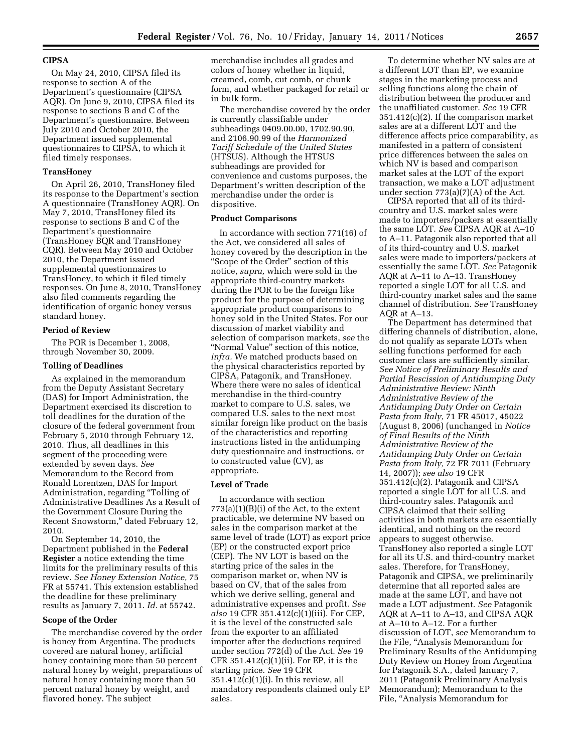**CIPSA**

On May 24, 2010, CIPSA filed its response to section A of the Department's questionnaire (CIPSA AQR). On June 9, 2010, CIPSA filed its response to sections B and C of the Department's questionnaire. Between July 2010 and October 2010, the Department issued supplemental questionnaires to CIPSA, to which it filed timely responses.

**TransHoney**

On April 26, 2010, TransHoney filed its response to the Department's section A questionnaire (TransHoney AQR). On May 7, 2010, TransHoney filed its response to sections B and C of the Department's questionnaire (TransHoney BQR and TransHoney CQR). Between May 2010 and October 2010, the Department issued supplemental questionnaires to TransHoney, to which it filed timely responses. On June 8, 2010, TransHoney also filed comments regarding the identification of organic honey versus standard honey.

**Period of Review**

The POR is December 1, 2008, through November 30, 2009.

**Tolling of Deadlines**

As explained in the memorandum from the Deputy Assistant Secretary (DAS) for Import Administration, the Department exercised its discretion to toll deadlines for the duration of the closure of the federal government from February 5, 2010 through February 12, 2010. Thus, all deadlines in this segment of the proceeding were extended by seven days. *See* Memorandum to the Record from Ronald Lorentzen, DAS for Import Administration, regarding "Tolling of Administrative Deadlines As a Result of the Government Closure During the Recent Snowstorm," dated February 12, 2010.

On September 14, 2010, the Department published in the **Federal Register** a notice extending the time limits for the preliminary results of this review. *See Honey Extension Notice,* 75 FR at 55741. This extension established the deadline for these preliminary results as January 7, 2011. *Id.* at 55742.

**Scope of the Order**

The merchandise covered by the order is honey from Argentina. The products covered are natural honey, artificial honey containing more than 50 percent natural honey by weight, preparations of natural honey containing more than 50 percent natural honey by weight, and flavored honey. The subject merchandise includes all grades and colors of honey whether in liquid, creamed, comb, cut comb, or chunk form, and whether packaged for retail or in bulk form.

The merchandise covered by the order is currently classifiable under subheadings 0409.00.00, 1702.90.90, and 2106.90.99 of the *Harmonized Tariff Schedule of the United States* (HTSUS). Although the HTSUS subheadings are provided for convenience and customs purposes, the Department's written description of the merchandise under the order is dispositive.

**Product Comparisons**

In accordance with section 771(16) of the Act, we considered all sales of honey covered by the description in the "Scope of the Order" section of this notice, *supra,* which were sold in the appropriate third-country markets during the POR to be the foreign like product for the purpose of determining appropriate product comparisons to honey sold in the United States. For our discussion of market viability and selection of comparison markets, *see* the "Normal Value" section of this notice, *infra.* We matched products based on the physical characteristics reported by CIPSA, Patagonik, and TransHoney. Where there were no sales of identical merchandise in the third-country market to compare to U.S. sales, we compared U.S. sales to the next most similar foreign like product on the basis of the characteristics and reporting instructions listed in the antidumping duty questionnaire and instructions, or to constructed value (CV), as appropriate.

**Level of Trade**

In accordance with section 773(a)(1)(B)(i) of the Act, to the extent practicable, we determine NV based on sales in the comparison market at the same level of trade (LOT) as export price (EP) or the constructed export price (CEP). The NV LOT is based on the starting price of the sales in the comparison market or, when NV is based on CV, that of the sales from which we derive selling, general and administrative expenses and profit. *See also* 19 CFR 351.412(c)(1)(iii). For CEP, it is the level of the constructed sale from the exporter to an affiliated importer after the deductions required under section 772(d) of the Act. *See* 19 CFR 351.412(c)(1)(ii). For EP, it is the starting price. *See* 19 CFR 351.412(c)(1)(i). In this review, all mandatory respondents claimed only EP sales.

To determine whether NV sales are at a different LOT than EP, we examine stages in the marketing process and selling functions along the chain of distribution between the producer and the unaffiliated customer. *See* 19 CFR 351.412(c)(2). If the comparison market sales are at a different LOT and the difference affects price comparability, as manifested in a pattern of consistent price differences between the sales on which NV is based and comparison market sales at the LOT of the export transaction, we make a LOT adjustment under section 773(a)(7)(A) of the Act.

CIPSA reported that all of its third-country and U.S. market sales were made to importers/packers at essentially the same LOT. *See* CIPSA AQR at A–10 to A–11. Patagonik also reported that all of its third-country and U.S. market sales were made to importers/packers at essentially the same LOT. *See* Patagonik AQR at A–11 to A–13. TransHoney reported a single LOT for all U.S. and third-country market sales and the same channel of distribution. *See* TransHoney AQR at A–13.

The Department has determined that differing channels of distribution, alone, do not qualify as separate LOTs when selling functions performed for each customer class are sufficiently similar. *See Notice of Preliminary Results and Partial Rescission of Antidumping Duty Administrative Review: Ninth Administrative Review of the Antidumping Duty Order on Certain Pasta from Italy,* 71 FR 45017, 45022 (August 8, 2006) (unchanged in *Notice of Final Results of the Ninth Administrative Review of the Antidumping Duty Order on Certain Pasta from Italy,* 72 FR 7011 (February 14, 2007)); *see also* 19 CFR 351.412(c)(2). Patagonik and CIPSA reported a single LOT for all U.S. and third-country sales. Patagonik and CIPSA claimed that their selling activities in both markets are essentially identical, and nothing on the record appears to suggest otherwise. TransHoney also reported a single LOT for all its U.S. and third-country market sales. Therefore, for TransHoney, Patagonik and CIPSA, we preliminarily determine that all reported sales are made at the same LOT, and have not made a LOT adjustment. *See* Patagonik AQR at A–11 to A–13, and CIPSA AQR at A–10 to A–12. For a further discussion of LOT, *see* Memorandum to the File, "Analysis Memorandum for Preliminary Results of the Antidumping Duty Review on Honey from Argentina for Patagonik S.A., dated January 7, 2011 (Patagonik Preliminary Analysis Memorandum); Memorandum to the File, "Analysis Memorandum for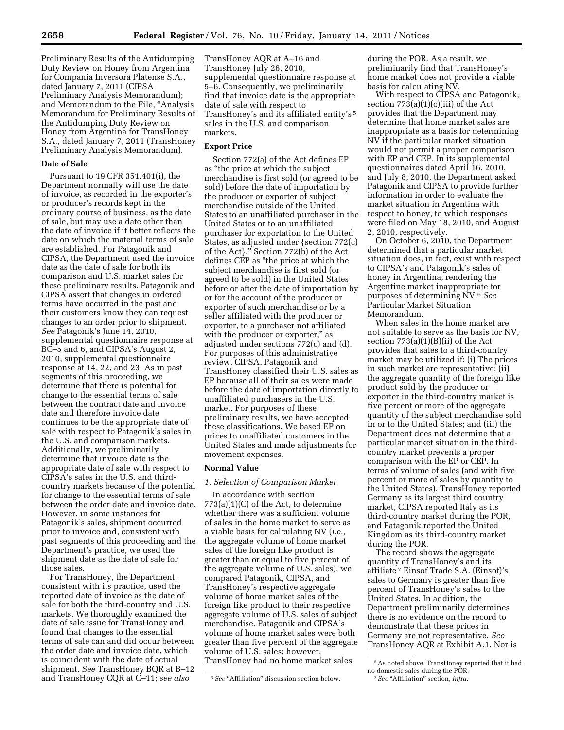Preliminary Results of the Antidumping Duty Review on Honey from Argentina for Compania Inversora Platense S.A., dated January 7, 2011 (CIPSA Preliminary Analysis Memorandum); and Memorandum to the File, "Analysis Memorandum for Preliminary Results of the Antidumping Duty Review on Honey from Argentina for TransHoney S.A., dated January 7, 2011 (TransHoney Preliminary Analysis Memorandum).

**Date of Sale**

Pursuant to 19 CFR 351.401(i), the Department normally will use the date of invoice, as recorded in the exporter's or producer's records kept in the ordinary course of business, as the date of sale, but may use a date other than the date of invoice if it better reflects the date on which the material terms of sale are established. For Patagonik and CIPSA, the Department used the invoice date as the date of sale for both its comparison and U.S. market sales for these preliminary results. Patagonik and CIPSA assert that changes in ordered terms have occurred in the past and their customers know they can request changes to an order prior to shipment. *See* Patagonik's June 14, 2010, supplemental questionnaire response at BC–5 and 6, and CIPSA's August 2, 2010, supplemental questionnaire response at 14, 22, and 23. As in past segments of this proceeding, we determine that there is potential for change to the essential terms of sale between the contract date and invoice date and therefore invoice date continues to be the appropriate date of sale with respect to Patagonik's sales in the U.S. and comparison markets. Additionally, we preliminarily determine that invoice date is the appropriate date of sale with respect to CIPSA's sales in the U.S. and third-country markets because of the potential for change to the essential terms of sale between the order date and invoice date. However, in some instances for Patagonik's sales, shipment occurred prior to invoice and, consistent with past segments of this proceeding and the Department's practice, we used the shipment date as the date of sale for those sales.

For TransHoney, the Department, consistent with its practice, used the reported date of invoice as the date of sale for both the third-country and U.S. markets. We thoroughly examined the date of sale issue for TransHoney and found that changes to the essential terms of sale can and did occur between the order date and invoice date, which is coincident with the date of actual shipment. *See* TransHoney BQR at B–12 and TransHoney CQR at C–11; *see also* TransHoney AQR at A–16 and TransHoney July 26, 2010, supplemental questionnaire response at 5–6. Consequently, we preliminarily find that invoice date is the appropriate date of sale with respect to TransHoney's and its affiliated entity's[5] sales in the U.S. and comparison markets.

**Export Price**

Section 772(a) of the Act defines EP as "the price at which the subject merchandise is first sold (or agreed to be sold) before the date of importation by the producer or exporter of subject merchandise outside of the United States to an unaffiliated purchaser in the United States or to an unaffiliated purchaser for exportation to the United States, as adjusted under {section 772(c) of the Act}." Section 772(b) of the Act defines CEP as "the price at which the subject merchandise is first sold (or agreed to be sold) in the United States before or after the date of importation by or for the account of the producer or exporter of such merchandise or by a seller affiliated with the producer or exporter, to a purchaser not affiliated with the producer or exporter," as adjusted under sections 772(c) and (d). For purposes of this administrative review, CIPSA, Patagonik and TransHoney classified their U.S. sales as EP because all of their sales were made before the date of importation directly to unaffiliated purchasers in the U.S. market. For purposes of these preliminary results, we have accepted these classifications. We based EP on prices to unaffiliated customers in the United States and made adjustments for movement expenses.

**Normal Value**

*1. Selection of Comparison Market*

In accordance with section 773(a)(1)(C) of the Act, to determine whether there was a sufficient volume of sales in the home market to serve as a viable basis for calculating NV (*i.e.,* the aggregate volume of home market sales of the foreign like product is greater than or equal to five percent of the aggregate volume of U.S. sales), we compared Patagonik, CIPSA, and TransHoney's respective aggregate volume of home market sales of the foreign like product to their respective aggregate volume of U.S. sales of subject merchandise. Patagonik and CIPSA's volume of home market sales were both greater than five percent of the aggregate volume of U.S. sales; however, TransHoney had no home market sales during the POR. As a result, we preliminarily find that TransHoney's home market does not provide a viable basis for calculating NV.

With respect to CIPSA and Patagonik, section 773(a)(1)(c)(iii) of the Act provides that the Department may determine that home market sales are inappropriate as a basis for determining NV if the particular market situation would not permit a proper comparison with EP and CEP. In its supplemental questionnaires dated April 16, 2010, and July 8, 2010, the Department asked Patagonik and CIPSA to provide further information in order to evaluate the market situation in Argentina with respect to honey, to which responses were filed on May 18, 2010, and August 2, 2010, respectively.

On October 6, 2010, the Department determined that a particular market situation does, in fact, exist with respect to CIPSA's and Patagonik's sales of honey in Argentina, rendering the Argentine market inappropriate for purposes of determining NV.[6] *See* Particular Market Situation Memorandum.

When sales in the home market are not suitable to serve as the basis for NV, section 773(a)(1)(B)(ii) of the Act provides that sales to a third-country market may be utilized if: (i) The prices in such market are representative; (ii) the aggregate quantity of the foreign like product sold by the producer or exporter in the third-country market is five percent or more of the aggregate quantity of the subject merchandise sold in or to the United States; and (iii) the Department does not determine that a particular market situation in the third-country market prevents a proper comparison with the EP or CEP. In terms of volume of sales (and with five percent or more of sales by quantity to the United States), TransHoney reported Germany as its largest third country market, CIPSA reported Italy as its third-country market during the POR, and Patagonik reported the United Kingdom as its third-country market during the POR.

The record shows the aggregate quantity of TransHoney's and its affiliate[7] Einsof Trade S.A. (Einsof)'s sales to Germany is greater than five percent of TransHoney's sales to the United States. In addition, the Department preliminarily determines there is no evidence on the record to demonstrate that these prices in Germany are not representative. *See* TransHoney AQR at Exhibit A.1. Nor is

[5] *See* "Affiliation" discussion section below.

[6] As noted above, TransHoney reported that it had no domestic sales during the POR.

[7] *See* "Affiliation" section, *infra.*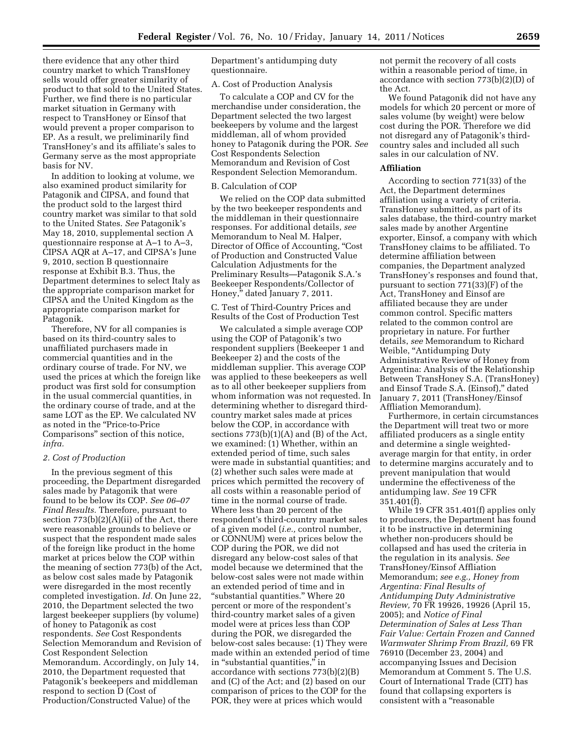there evidence that any other third country market to which TransHoney sells would offer greater similarity of product to that sold to the United States. Further, we find there is no particular market situation in Germany with respect to TransHoney or Einsof that would prevent a proper comparison to EP. As a result, we preliminarily find TransHoney's and its affiliate's sales to Germany serve as the most appropriate basis for NV.

In addition to looking at volume, we also examined product similarity for Patagonik and CIPSA, and found that the product sold to the largest third country market was similar to that sold to the United States. *See* Patagonik's May 18, 2010, supplemental section A questionnaire response at A–1 to A–3, CIPSA AQR at A–17, and CIPSA's June 9, 2010, section B questionnaire response at Exhibit B.3. Thus, the Department determines to select Italy as the appropriate comparison market for CIPSA and the United Kingdom as the appropriate comparison market for Patagonik.

Therefore, NV for all companies is based on its third-country sales to unaffiliated purchasers made in commercial quantities and in the ordinary course of trade. For NV, we used the prices at which the foreign like product was first sold for consumption in the usual commercial quantities, in the ordinary course of trade, and at the same LOT as the EP. We calculated NV as noted in the "Price-to-Price Comparisons" section of this notice, *infra.*

*2. Cost of Production*

In the previous segment of this proceeding, the Department disregarded sales made by Patagonik that were found to be below its COP. *See 06–07 Final Results.* Therefore, pursuant to section 773(b)(2)(A)(ii) of the Act, there were reasonable grounds to believe or suspect that the respondent made sales of the foreign like product in the home market at prices below the COP within the meaning of section 773(b) of the Act, as below cost sales made by Patagonik were disregarded in the most recently completed investigation. *Id.* On June 22, 2010, the Department selected the two largest beekeeper suppliers (by volume) of honey to Patagonik as cost respondents. *See* Cost Respondents Selection Memorandum and Revision of Cost Respondent Selection Memorandum. Accordingly, on July 14, 2010, the Department requested that Patagonik's beekeepers and middleman respond to section D (Cost of Production/Constructed Value) of the Department's antidumping duty questionnaire.

A. Cost of Production Analysis

To calculate a COP and CV for the merchandise under consideration, the Department selected the two largest beekeepers by volume and the largest middleman, all of whom provided honey to Patagonik during the POR. *See* Cost Respondents Selection Memorandum and Revision of Cost Respondent Selection Memorandum.

B. Calculation of COP

We relied on the COP data submitted by the two beekeeper respondents and the middleman in their questionnaire responses. For additional details, *see* Memorandum to Neal M. Halper, Director of Office of Accounting, "Cost of Production and Constructed Value Calculation Adjustments for the Preliminary Results—Patagonik S.A.'s Beekeeper Respondents/Collector of Honey," dated January 7, 2011.

C. Test of Third-Country Prices and Results of the Cost of Production Test

We calculated a simple average COP using the COP of Patagonik's two respondent suppliers (Beekeeper 1 and Beekeeper 2) and the costs of the middleman supplier. This average COP was applied to these beekeepers as well as to all other beekeeper suppliers from whom information was not requested. In determining whether to disregard third-country market sales made at prices below the COP, in accordance with sections 773(b)(1)(A) and (B) of the Act, we examined: (1) Whether, within an extended period of time, such sales were made in substantial quantities; and (2) whether such sales were made at prices which permitted the recovery of all costs within a reasonable period of time in the normal course of trade. Where less than 20 percent of the respondent's third-country market sales of a given model (*i.e.,* control number, or CONNUM) were at prices below the COP during the POR, we did not disregard any below-cost sales of that model because we determined that the below-cost sales were not made within an extended period of time and in "substantial quantities." Where 20 percent or more of the respondent's third-country market sales of a given model were at prices less than COP during the POR, we disregarded the below-cost sales because: (1) They were made within an extended period of time in "substantial quantities," in accordance with sections 773(b)(2)(B) and (C) of the Act; and (2) based on our comparison of prices to the COP for the POR, they were at prices which would not permit the recovery of all costs within a reasonable period of time, in accordance with section 773(b)(2)(D) of the Act.

We found Patagonik did not have any models for which 20 percent or more of sales volume (by weight) were below cost during the POR. Therefore we did not disregard any of Patagonik's third-country sales and included all such sales in our calculation of NV.

**Affiliation**

According to section 771(33) of the Act, the Department determines affiliation using a variety of criteria. TransHoney submitted, as part of its sales database, the third-country market sales made by another Argentine exporter, Einsof, a company with which TransHoney claims to be affiliated. To determine affiliation between companies, the Department analyzed TransHoney's responses and found that, pursuant to section 771(33)(F) of the Act, TransHoney and Einsof are affiliated because they are under common control. Specific matters related to the common control are proprietary in nature. For further details, *see* Memorandum to Richard Weible, "Antidumping Duty Administrative Review of Honey from Argentina: Analysis of the Relationship Between TransHoney S.A. (TransHoney) and Einsof Trade S.A. (Einsof)," dated January 7, 2011 (TransHoney/Einsof Affliation Memorandum).

Furthermore, in certain circumstances the Department will treat two or more affiliated producers as a single entity and determine a single weighted-average margin for that entity, in order to determine margins accurately and to prevent manipulation that would undermine the effectiveness of the antidumping law. *See* 19 CFR 351.401(f).

While 19 CFR 351.401(f) applies only to producers, the Department has found it to be instructive in determining whether non-producers should be collapsed and has used the criteria in the regulation in its analysis. *See* TransHoney/Einsof Affliation Memorandum; *see e.g., Honey from Argentina: Final Results of Antidumping Duty Administrative Review,* 70 FR 19926, 19926 (April 15, 2005); and *Notice of Final Determination of Sales at Less Than Fair Value: Certain Frozen and Canned Warmwater Shrimp From Brazil,* 69 FR 76910 (December 23, 2004) and accompanying Issues and Decision Memorandum at Comment 5. The U.S. Court of International Trade (CIT) has found that collapsing exporters is consistent with a "reasonable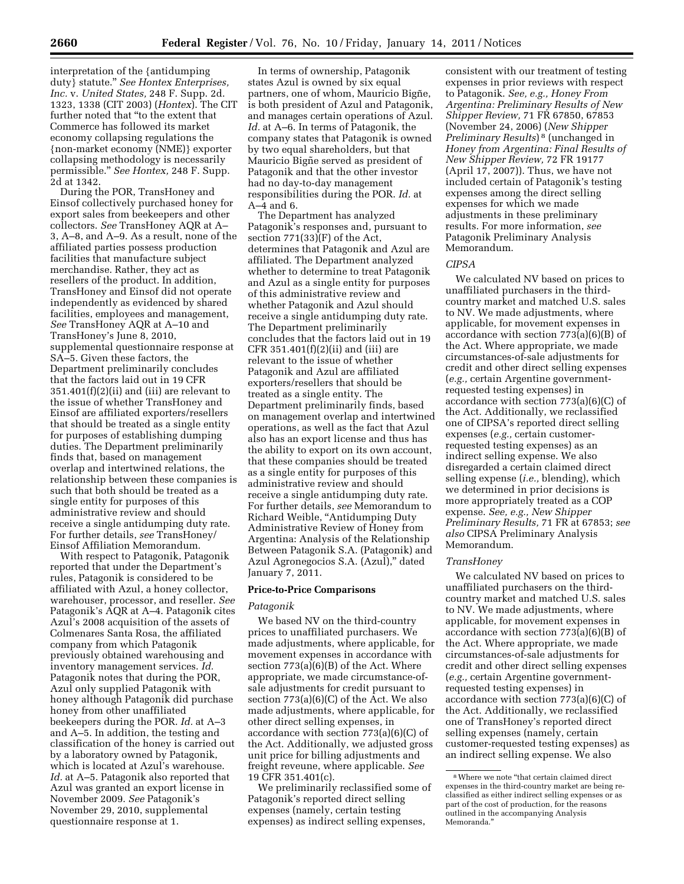interpretation of the {antidumping duty} statute." *See Hontex Enterprises, Inc.* v. *United States,* 248 F. Supp. 2d. 1323, 1338 (CIT 2003) (*Hontex*). The CIT further noted that "to the extent that Commerce has followed its market economy collapsing regulations the {non-market economy (NME)} exporter collapsing methodology is necessarily permissible." *See Hontex,* 248 F. Supp. 2d at 1342.

During the POR, TransHoney and Einsof collectively purchased honey for export sales from beekeepers and other collectors. *See* TransHoney AQR at A–3, A–8, and A–9. As a result, none of the affiliated parties possess production facilities that manufacture subject merchandise. Rather, they act as resellers of the product. In addition, TransHoney and Einsof did not operate independently as evidenced by shared facilities, employees and management, *See* TransHoney AQR at A–10 and TransHoney's June 8, 2010, supplemental questionnaire response at SA–5. Given these factors, the Department preliminarily concludes that the factors laid out in 19 CFR 351.401(f)(2)(ii) and (iii) are relevant to the issue of whether TransHoney and Einsof are affiliated exporters/resellers that should be treated as a single entity for purposes of establishing dumping duties. The Department preliminarily finds that, based on management overlap and intertwined relations, the relationship between these companies is such that both should be treated as a single entity for purposes of this administrative review and should receive a single antidumping duty rate. For further details, *see* TransHoney/Einsof Affiliation Memorandum.

With respect to Patagonik, Patagonik reported that under the Department's rules, Patagonik is considered to be affiliated with Azul, a honey collector, warehouser, processor, and reseller. *See* Patagonik's AQR at A–4. Patagonik cites Azul's 2008 acquisition of the assets of Colmenares Santa Rosa, the affiliated company from which Patagonik previously obtained warehousing and inventory management services. *Id.* Patagonik notes that during the POR, Azul only supplied Patagonik with honey although Patagonik did purchase honey from other unaffiliated beekeepers during the POR. *Id.* at A–3 and A–5. In addition, the testing and classification of the honey is carried out by a laboratory owned by Patagonik, which is located at Azul's warehouse. *Id.* at A–5. Patagonik also reported that Azul was granted an export license in November 2009. *See* Patagonik's November 29, 2010, supplemental questionnaire response at 1.

In terms of ownership, Patagonik states Azul is owned by six equal partners, one of whom, Mauricio Bigñe, is both president of Azul and Patagonik, and manages certain operations of Azul. *Id.* at A–6. In terms of Patagonik, the company states that Patagonik is owned by two equal shareholders, but that Mauricio Bigñe served as president of Patagonik and that the other investor had no day-to-day management responsibilities during the POR. *Id.* at A–4 and 6.

The Department has analyzed Patagonik's responses and, pursuant to section 771(33)(F) of the Act, determines that Patagonik and Azul are affiliated. The Department analyzed whether to determine to treat Patagonik and Azul as a single entity for purposes of this administrative review and whether Patagonik and Azul should receive a single antidumping duty rate. The Department preliminarily concludes that the factors laid out in 19 CFR 351.401(f)(2)(ii) and (iii) are relevant to the issue of whether Patagonik and Azul are affiliated exporters/resellers that should be treated as a single entity. The Department preliminarily finds, based on management overlap and intertwined operations, as well as the fact that Azul also has an export license and thus has the ability to export on its own account, that these companies should be treated as a single entity for purposes of this administrative review and should receive a single antidumping duty rate. For further details, *see* Memorandum to Richard Weible, "Antidumping Duty Administrative Review of Honey from Argentina: Analysis of the Relationship Between Patagonik S.A. (Patagonik) and Azul Agronegocios S.A. (Azul)," dated January 7, 2011.

## Price-to-Price Comparisons

### *Patagonik*

We based NV on the third-country prices to unaffiliated purchasers. We made adjustments, where applicable, for movement expenses in accordance with section 773(a)(6)(B) of the Act. Where appropriate, we made circumstance-of-sale adjustments for credit pursuant to section 773(a)(6)(C) of the Act. We also made adjustments, where applicable, for other direct selling expenses, in accordance with section 773(a)(6)(C) of the Act. Additionally, we adjusted gross unit price for billing adjustments and freight reveune, where applicable. *See* 19 CFR 351.401(c).

We preliminarily reclassified some of Patagonik's reported direct selling expenses (namely, certain testing expenses) as indirect selling expenses, consistent with our treatment of testing expenses in prior reviews with respect to Patagonik. *See, e.g., Honey From Argentina: Preliminary Results of New Shipper Review,* 71 FR 67850, 67853 (November 24, 2006) (*New Shipper Preliminary Results*) [8] (unchanged in *Honey from Argentina: Final Results of New Shipper Review,* 72 FR 19177 (April 17, 2007)). Thus, we have not included certain of Patagonik's testing expenses among the direct selling expenses for which we made adjustments in these preliminary results. For more information, *see* Patagonik Preliminary Analysis Memorandum.

### *CIPSA*

We calculated NV based on prices to unaffiliated purchasers in the third-country market and matched U.S. sales to NV. We made adjustments, where applicable, for movement expenses in accordance with section 773(a)(6)(B) of the Act. Where appropriate, we made circumstances-of-sale adjustments for credit and other direct selling expenses (*e.g.,* certain Argentine government-requested testing expenses) in accordance with section 773(a)(6)(C) of the Act. Additionally, we reclassified one of CIPSA's reported direct selling expenses (*e.g.,* certain customer-requested testing expenses) as an indirect selling expense. We also disregarded a certain claimed direct selling expense (*i.e.,* blending), which we determined in prior decisions is more appropriately treated as a COP expense. *See, e.g., New Shipper Preliminary Results,* 71 FR at 67853; *see also* CIPSA Preliminary Analysis Memorandum.

### *TransHoney*

We calculated NV based on prices to unaffiliated purchasers on the third-country market and matched U.S. sales to NV. We made adjustments, where applicable, for movement expenses in accordance with section 773(a)(6)(B) of the Act. Where appropriate, we made circumstances-of-sale adjustments for credit and other direct selling expenses (*e.g.,* certain Argentine government-requested testing expenses) in accordance with section 773(a)(6)(C) of the Act. Additionally, we reclassified one of TransHoney's reported direct selling expenses (namely, certain customer-requested testing expenses) as an indirect selling expense. We also

[8] Where we note "that certain claimed direct expenses in the third-country market are being re-classified as either indirect selling expenses or as part of the cost of production, for the reasons outlined in the accompanying Analysis Memoranda."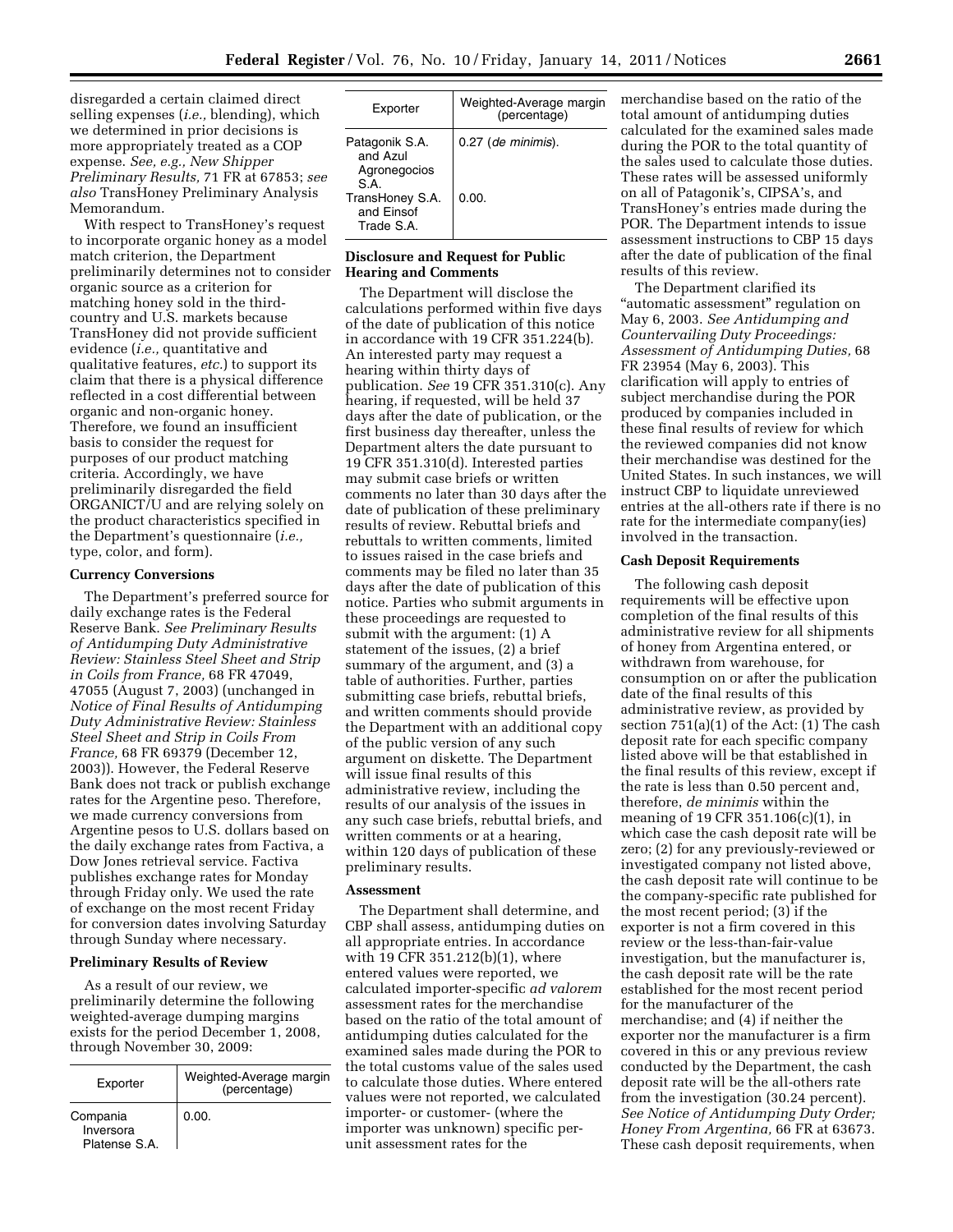disregarded a certain claimed direct selling expenses (*i.e.,* blending), which we determined in prior decisions is more appropriately treated as a COP expense. *See, e.g., New Shipper Preliminary Results,* 71 FR at 67853; *see also* TransHoney Preliminary Analysis Memorandum.

With respect to TransHoney's request to incorporate organic honey as a model match criterion, the Department preliminarily determines not to consider organic source as a criterion for matching honey sold in the third-country and U.S. markets because TransHoney did not provide sufficient evidence (*i.e.,* quantitative and qualitative features, *etc.*) to support its claim that there is a physical difference reflected in a cost differential between organic and non-organic honey. Therefore, we found an insufficient basis to consider the request for purposes of our product matching criteria. Accordingly, we have preliminarily disregarded the field ORGANICT/U and are relying solely on the product characteristics specified in the Department's questionnaire (*i.e.,* type, color, and form).

### Currency Conversions

The Department's preferred source for daily exchange rates is the Federal Reserve Bank. *See Preliminary Results of Antidumping Duty Administrative Review: Stainless Steel Sheet and Strip in Coils from France,* 68 FR 47049, 47055 (August 7, 2003) (unchanged in *Notice of Final Results of Antidumping Duty Administrative Review: Stainless Steel Sheet and Strip in Coils From France,* 68 FR 69379 (December 12, 2003)). However, the Federal Reserve Bank does not track or publish exchange rates for the Argentine peso. Therefore, we made currency conversions from Argentine pesos to U.S. dollars based on the daily exchange rates from Factiva, a Dow Jones retrieval service. Factiva publishes exchange rates for Monday through Friday only. We used the rate of exchange on the most recent Friday for conversion dates involving Saturday through Sunday where necessary.

### Preliminary Results of Review

As a result of our review, we preliminarily determine the following weighted-average dumping margins exists for the period December 1, 2008, through November 30, 2009:

| Exporter | Weighted-Average margin (percentage) |
| --- | --- |
| Compania Inversora Platense S.A. | 0.00. |
| Patagonik S.A. and Azul Agronegocios S.A. | 0.27 (*de minimis*). |
| TransHoney S.A. and Einsof Trade S.A. | 0.00. |

### Disclosure and Request for Public Hearing and Comments

The Department will disclose the calculations performed within five days of the date of publication of this notice in accordance with 19 CFR 351.224(b). An interested party may request a hearing within thirty days of publication. *See* 19 CFR 351.310(c). Any hearing, if requested, will be held 37 days after the date of publication, or the first business day thereafter, unless the Department alters the date pursuant to 19 CFR 351.310(d). Interested parties may submit case briefs or written comments no later than 30 days after the date of publication of these preliminary results of review. Rebuttal briefs and rebuttals to written comments, limited to issues raised in the case briefs and comments may be filed no later than 35 days after the date of publication of this notice. Parties who submit arguments in these proceedings are requested to submit with the argument: (1) A statement of the issues, (2) a brief summary of the argument, and (3) a table of authorities. Further, parties submitting case briefs, rebuttal briefs, and written comments should provide the Department with an additional copy of the public version of any such argument on diskette. The Department will issue final results of this administrative review, including the results of our analysis of the issues in any such case briefs, rebuttal briefs, and written comments or at a hearing, within 120 days of publication of these preliminary results.

### Assessment

The Department shall determine, and CBP shall assess, antidumping duties on all appropriate entries. In accordance with 19 CFR 351.212(b)(1), where entered values were reported, we calculated importer-specific *ad valorem* assessment rates for the merchandise based on the ratio of the total amount of antidumping duties calculated for the examined sales made during the POR to the total customs value of the sales used to calculate those duties. Where entered values were not reported, we calculated importer- or customer- (where the importer was unknown) specific per-unit assessment rates for the merchandise based on the ratio of the total amount of antidumping duties calculated for the examined sales made during the POR to the total quantity of the sales used to calculate those duties. These rates will be assessed uniformly on all of Patagonik's, CIPSA's, and TransHoney's entries made during the POR. The Department intends to issue assessment instructions to CBP 15 days after the date of publication of the final results of this review.

The Department clarified its "automatic assessment" regulation on May 6, 2003. *See Antidumping and Countervailing Duty Proceedings: Assessment of Antidumping Duties,* 68 FR 23954 (May 6, 2003). This clarification will apply to entries of subject merchandise during the POR produced by companies included in these final results of review for which the reviewed companies did not know their merchandise was destined for the United States. In such instances, we will instruct CBP to liquidate unreviewed entries at the all-others rate if there is no rate for the intermediate company(ies) involved in the transaction.

### Cash Deposit Requirements

The following cash deposit requirements will be effective upon completion of the final results of this administrative review for all shipments of honey from Argentina entered, or withdrawn from warehouse, for consumption on or after the publication date of the final results of this administrative review, as provided by section 751(a)(1) of the Act: (1) The cash deposit rate for each specific company listed above will be that established in the final results of this review, except if the rate is less than 0.50 percent and, therefore, *de minimis* within the meaning of 19 CFR 351.106(c)(1), in which case the cash deposit rate will be zero; (2) for any previously-reviewed or investigated company not listed above, the cash deposit rate will continue to be the company-specific rate published for the most recent period; (3) if the exporter is not a firm covered in this review or the less-than-fair-value investigation, but the manufacturer is, the cash deposit rate will be the rate established for the most recent period for the manufacturer of the merchandise; and (4) if neither the exporter nor the manufacturer is a firm covered in this or any previous review conducted by the Department, the cash deposit rate will be the all-others rate from the investigation (30.24 percent). *See Notice of Antidumping Duty Order; Honey From Argentina,* 66 FR at 63673. These cash deposit requirements, when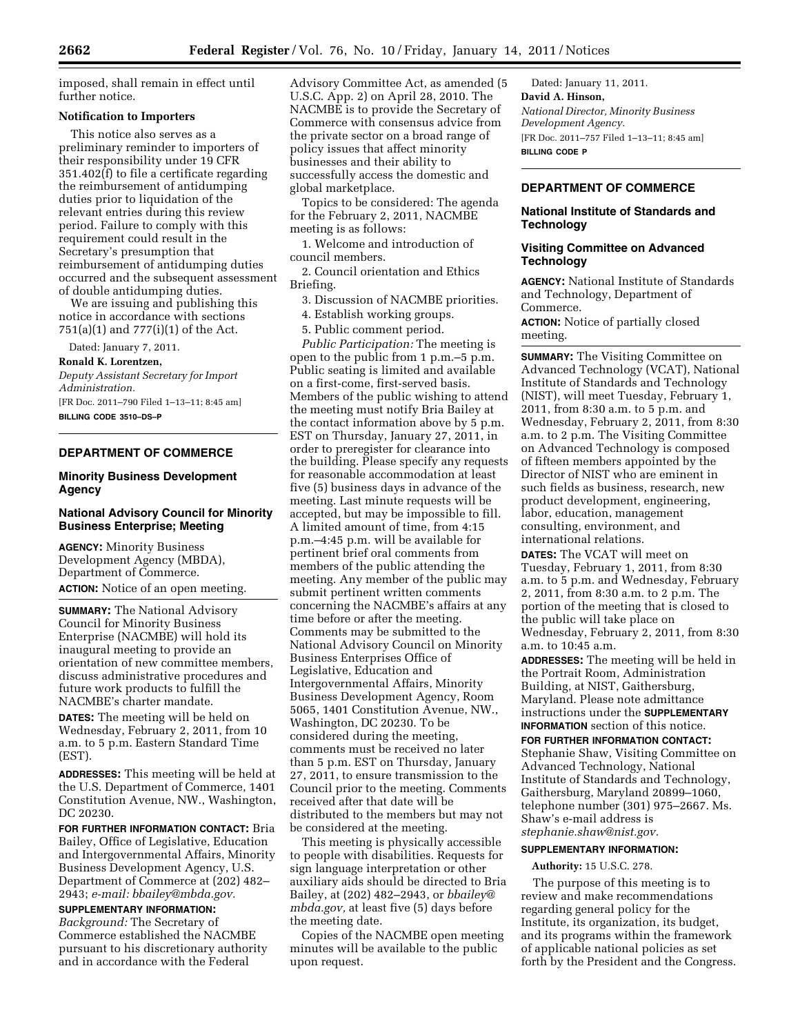imposed, shall remain in effect until further notice.

**Notification to Importers**

This notice also serves as a preliminary reminder to importers of their responsibility under 19 CFR 351.402(f) to file a certificate regarding the reimbursement of antidumping duties prior to liquidation of the relevant entries during this review period. Failure to comply with this requirement could result in the Secretary's presumption that reimbursement of antidumping duties occurred and the subsequent assessment of double antidumping duties.

We are issuing and publishing this notice in accordance with sections 751(a)(1) and 777(i)(1) of the Act.

Dated: January 7, 2011.

**Ronald K. Lorentzen,**

*Deputy Assistant Secretary for Import Administration.*

[FR Doc. 2011–790 Filed 1–13–11; 8:45 am]

**BILLING CODE 3510–DS–P**

## DEPARTMENT OF COMMERCE

### Minority Business Development Agency

### National Advisory Council for Minority Business Enterprise; Meeting

**AGENCY:** Minority Business Development Agency (MBDA), Department of Commerce.

**ACTION:** Notice of an open meeting.

**SUMMARY:** The National Advisory Council for Minority Business Enterprise (NACMBE) will hold its inaugural meeting to provide an orientation of new committee members, discuss administrative procedures and future work products to fulfill the NACMBE's charter mandate.

**DATES:** The meeting will be held on Wednesday, February 2, 2011, from 10 a.m. to 5 p.m. Eastern Standard Time (EST).

**ADDRESSES:** This meeting will be held at the U.S. Department of Commerce, 1401 Constitution Avenue, NW., Washington, DC 20230.

**FOR FURTHER INFORMATION CONTACT:** Bria Bailey, Office of Legislative, Education and Intergovernmental Affairs, Minority Business Development Agency, U.S. Department of Commerce at (202) 482–2943; *e-mail: bbailey@mbda.gov.*

**SUPPLEMENTARY INFORMATION:**

*Background:* The Secretary of Commerce established the NACMBE pursuant to his discretionary authority and in accordance with the Federal Advisory Committee Act, as amended (5 U.S.C. App. 2) on April 28, 2010. The NACMBE is to provide the Secretary of Commerce with consensus advice from the private sector on a broad range of policy issues that affect minority businesses and their ability to successfully access the domestic and global marketplace.

Topics to be considered: The agenda for the February 2, 2011, NACMBE meeting is as follows:

1. Welcome and introduction of council members.
2. Council orientation and Ethics Briefing.
3. Discussion of NACMBE priorities.
4. Establish working groups.
5. Public comment period.

*Public Participation:* The meeting is open to the public from 1 p.m.–5 p.m. Public seating is limited and available on a first-come, first-served basis. Members of the public wishing to attend the meeting must notify Bria Bailey at the contact information above by 5 p.m. EST on Thursday, January 27, 2011, in order to preregister for clearance into the building. Please specify any requests for reasonable accommodation at least five (5) business days in advance of the meeting. Last minute requests will be accepted, but may be impossible to fill. A limited amount of time, from 4:15 p.m.–4:45 p.m. will be available for pertinent brief oral comments from members of the public attending the meeting. Any member of the public may submit pertinent written comments concerning the NACMBE's affairs at any time before or after the meeting. Comments may be submitted to the National Advisory Council on Minority Business Enterprises Office of Legislative, Education and Intergovernmental Affairs, Minority Business Development Agency, Room 5065, 1401 Constitution Avenue, NW., Washington, DC 20230. To be considered during the meeting, comments must be received no later than 5 p.m. EST on Thursday, January 27, 2011, to ensure transmission to the Council prior to the meeting. Comments received after that date will be distributed to the members but may not be considered at the meeting.

This meeting is physically accessible to people with disabilities. Requests for sign language interpretation or other auxiliary aids should be directed to Bria Bailey, at (202) 482–2943, or *bbailey@mbda.gov,* at least five (5) days before the meeting date.

Copies of the NACMBE open meeting minutes will be available to the public upon request.

Dated: January 11, 2011.

**David A. Hinson,**

*National Director, Minority Business Development Agency.*

[FR Doc. 2011–757 Filed 1–13–11; 8:45 am]

**BILLING CODE P**

## DEPARTMENT OF COMMERCE

### National Institute of Standards and Technology

### Visiting Committee on Advanced Technology

**AGENCY:** National Institute of Standards and Technology, Department of Commerce.

**ACTION:** Notice of partially closed meeting.

**SUMMARY:** The Visiting Committee on Advanced Technology (VCAT), National Institute of Standards and Technology (NIST), will meet Tuesday, February 1, 2011, from 8:30 a.m. to 5 p.m. and Wednesday, February 2, 2011, from 8:30 a.m. to 2 p.m. The Visiting Committee on Advanced Technology is composed of fifteen members appointed by the Director of NIST who are eminent in such fields as business, research, new product development, engineering, labor, education, management consulting, environment, and international relations.

**DATES:** The VCAT will meet on Tuesday, February 1, 2011, from 8:30 a.m. to 5 p.m. and Wednesday, February 2, 2011, from 8:30 a.m. to 2 p.m. The portion of the meeting that is closed to the public will take place on Wednesday, February 2, 2011, from 8:30 a.m. to 10:45 a.m.

**ADDRESSES:** The meeting will be held in the Portrait Room, Administration Building, at NIST, Gaithersburg, Maryland. Please note admittance instructions under the **SUPPLEMENTARY INFORMATION** section of this notice.

**FOR FURTHER INFORMATION CONTACT:** Stephanie Shaw, Visiting Committee on Advanced Technology, National Institute of Standards and Technology, Gaithersburg, Maryland 20899–1060, telephone number (301) 975–2667. Ms. Shaw's e-mail address is *stephanie.shaw@nist.gov.*

**SUPPLEMENTARY INFORMATION:**

**Authority:** 15 U.S.C. 278.

The purpose of this meeting is to review and make recommendations regarding general policy for the Institute, its organization, its budget, and its programs within the framework of applicable national policies as set forth by the President and the Congress.